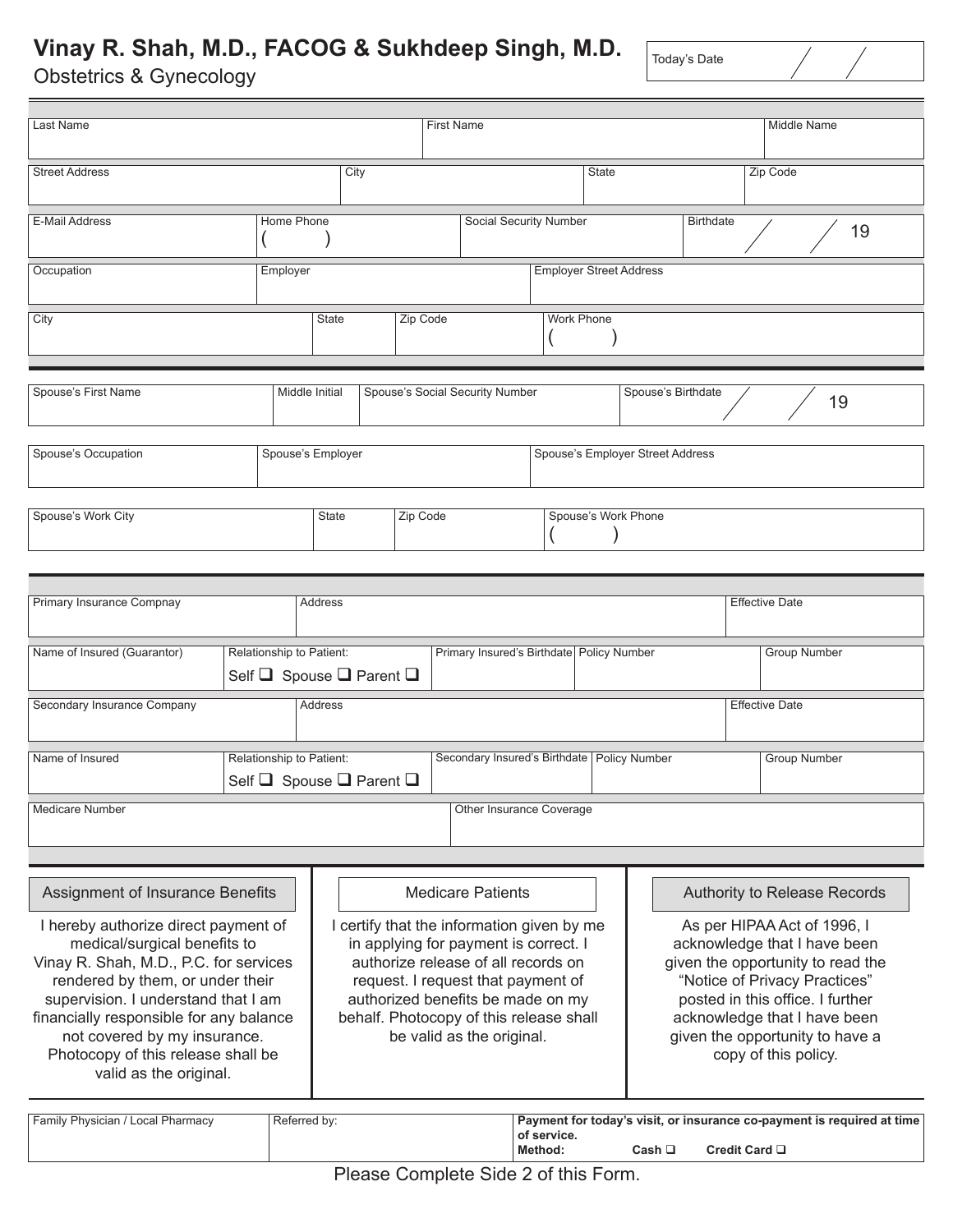# Vinay R. Shah, M.D., FACOG & Sukhdeep Singh, M.D.

Obstetrics & Gynecology

| Today's Date | / / |
|---|---|

| Last Name | | First Name | | Middle Name |
|---|---|---|---|---|
| | | | | |

| Street Address | City | State | Zip Code |
|---|---|---|---|
| | | | |

| E-Mail Address | Home Phone | Social Security Number | Birthdate |
|---|---|---|---|
| | ( ) | | / / 19 |

| Occupation | Employer | Employer Street Address |
|---|---|---|
| | | |

| City | State | Zip Code | Work Phone |
|---|---|---|---|
| | | | ( ) |

| Spouse's First Name | Middle Initial | Spouse's Social Security Number | Spouse's Birthdate |
|---|---|---|---|
| | | | / / 19 |

| Spouse's Occupation | Spouse's Employer | Spouse's Employer Street Address |
|---|---|---|
| | | |

| Spouse's Work City | State | Zip Code | Spouse's Work Phone |
|---|---|---|---|
| | | | ( ) |

| Primary Insurance Compnay | Address | Effective Date |
|---|---|---|
| | | |

| Name of Insured (Guarantor) | Relationship to Patient: | Primary Insured's Birthdate | Policy Number | Group Number |
|---|---|---|---|---|
| | Self ❑ Spouse ❑ Parent ❑ | | | |

| Secondary Insurance Company | Address | Effective Date |
|---|---|---|
| | | |

| Name of Insured | Relationship to Patient: | Secondary Insured's Birthdate | Policy Number | Group Number |
|---|---|---|---|---|
| | Self ❑ Spouse ❑ Parent ❑ | | | |

| Medicare Number | Other Insurance Coverage |
|---|---|
| | |

## Assignment of Insurance Benefits

I hereby authorize direct payment of medical/surgical benefits to Vinay R. Shah, M.D., P.C. for services rendered by them, or under their supervision. I understand that I am financially responsible for any balance not covered by my insurance. Photocopy of this release shall be valid as the original.

## Medicare Patients

I certify that the information given by me in applying for payment is correct. I authorize release of all records on request. I request that payment of authorized benefits be made on my behalf. Photocopy of this release shall be valid as the original.

## Authority to Release Records

As per HIPAA Act of 1996, I acknowledge that I have been given the opportunity to read the "Notice of Privacy Practices" posted in this office. I further acknowledge that I have been given the opportunity to have a copy of this policy.

| Family Physician / Local Pharmacy | Referred by: | **Payment for today's visit, or insurance co-payment is required at time of service.** **Method:** **Cash ❑** **Credit Card ❑** |
|---|---|---|
| | | |

Please Complete Side 2 of this Form.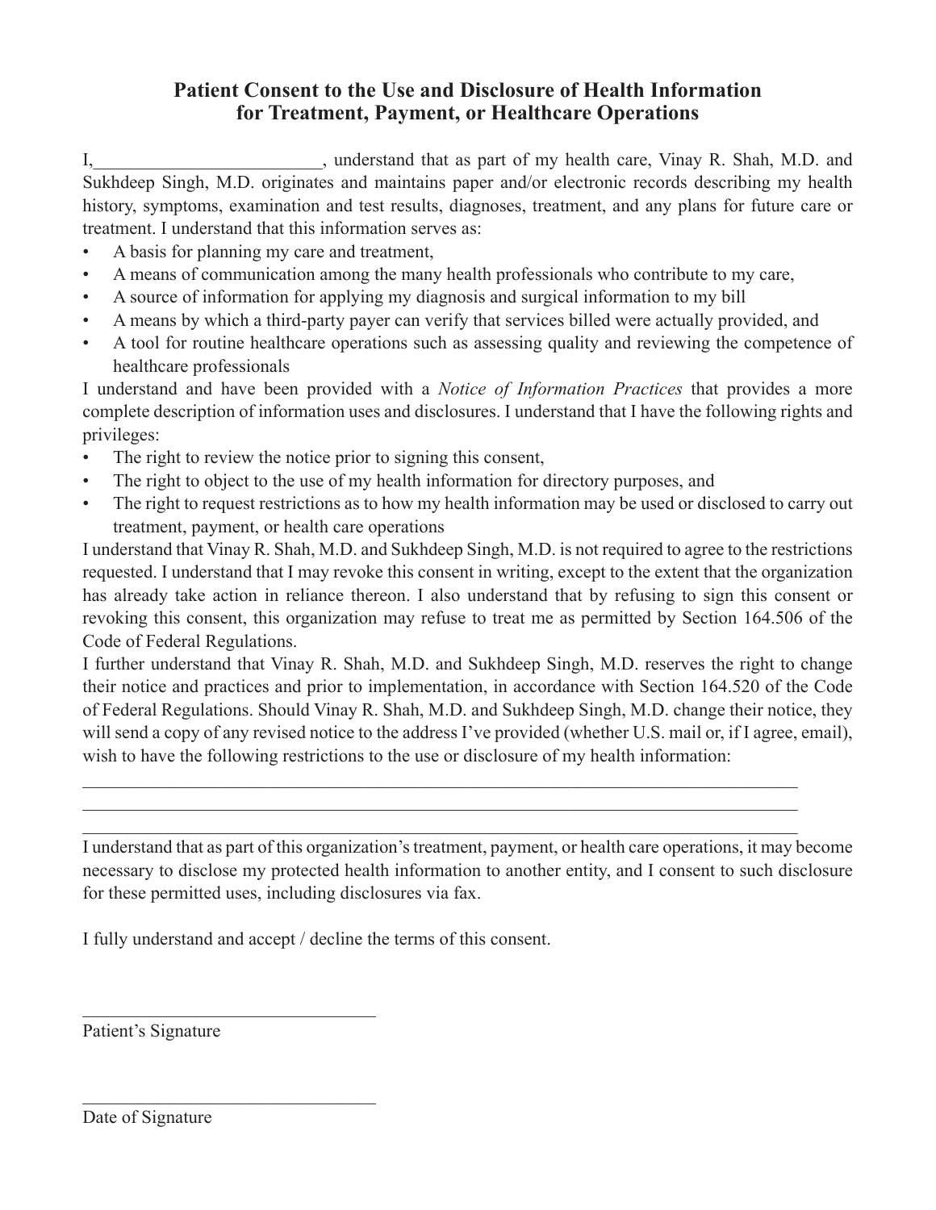## Patient Consent to the Use and Disclosure of Health Information for Treatment, Payment, or Healthcare Operations

I,________________________, understand that as part of my health care, Vinay R. Shah, M.D. and Sukhdeep Singh, M.D. originates and maintains paper and/or electronic records describing my health history, symptoms, examination and test results, diagnoses, treatment, and any plans for future care or treatment. I understand that this information serves as:

- A basis for planning my care and treatment,
- A means of communication among the many health professionals who contribute to my care,
- A source of information for applying my diagnosis and surgical information to my bill
- A means by which a third-party payer can verify that services billed were actually provided, and
- A tool for routine healthcare operations such as assessing quality and reviewing the competence of healthcare professionals

I understand and have been provided with a *Notice of Information Practices* that provides a more complete description of information uses and disclosures. I understand that I have the following rights and privileges:

- The right to review the notice prior to signing this consent,
- The right to object to the use of my health information for directory purposes, and
- The right to request restrictions as to how my health information may be used or disclosed to carry out treatment, payment, or health care operations

I understand that Vinay R. Shah, M.D. and Sukhdeep Singh, M.D. is not required to agree to the restrictions requested. I understand that I may revoke this consent in writing, except to the extent that the organization has already take action in reliance thereon. I also understand that by refusing to sign this consent or revoking this consent, this organization may refuse to treat me as permitted by Section 164.506 of the Code of Federal Regulations.

I further understand that Vinay R. Shah, M.D. and Sukhdeep Singh, M.D. reserves the right to change their notice and practices and prior to implementation, in accordance with Section 164.520 of the Code of Federal Regulations. Should Vinay R. Shah, M.D. and Sukhdeep Singh, M.D. change their notice, they will send a copy of any revised notice to the address I've provided (whether U.S. mail or, if I agree, email), wish to have the following restrictions to the use or disclosure of my health information:

________________________________________________________________________________

________________________________________________________________________________

________________________________________________________________________________

I understand that as part of this organization's treatment, payment, or health care operations, it may become necessary to disclose my protected health information to another entity, and I consent to such disclosure for these permitted uses, including disclosures via fax.

I fully understand and accept / decline the terms of this consent.

________________________________

Patient's Signature

________________________________

Date of Signature